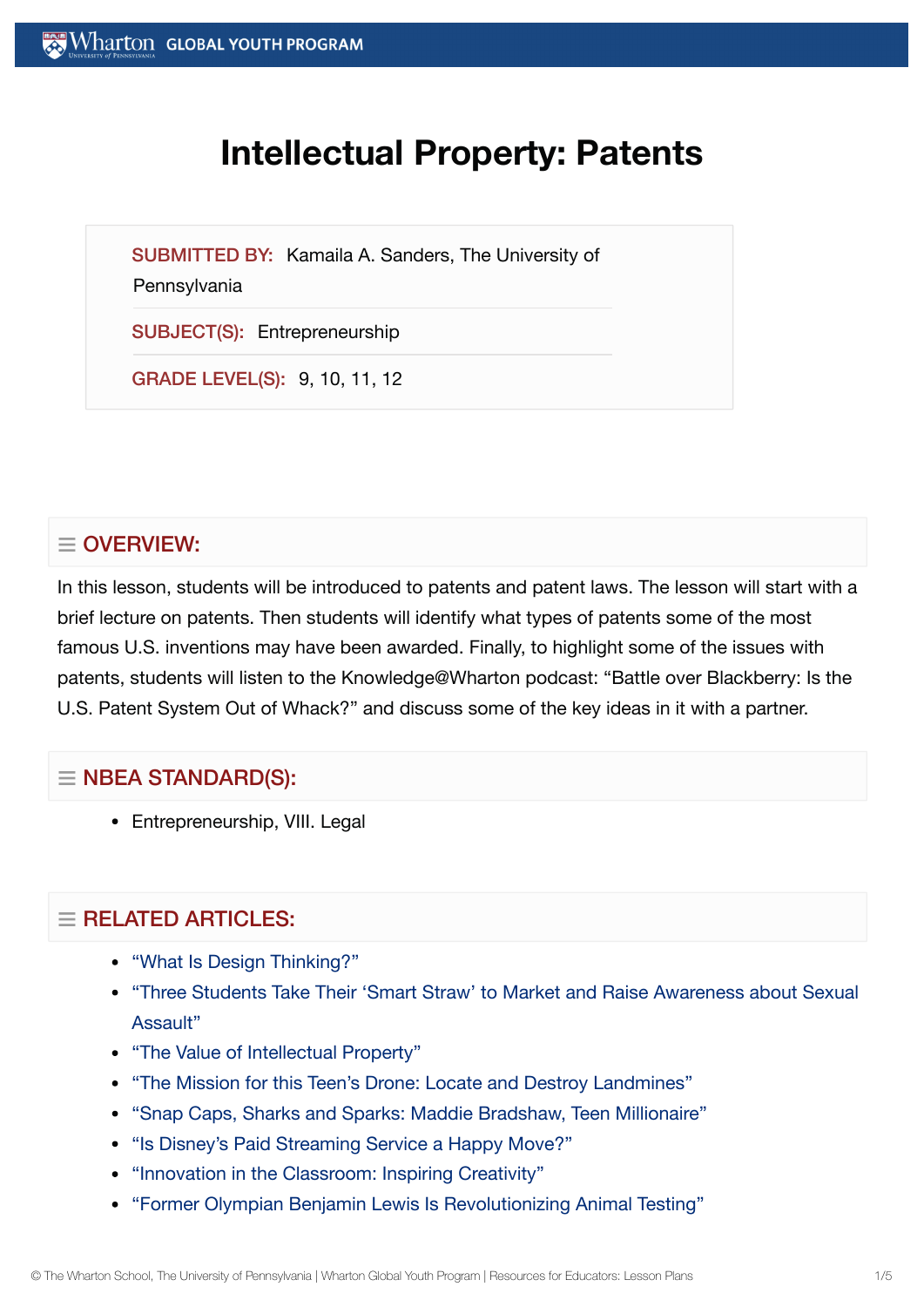# Intellectual Property: Patents

**SUBMITTED BY:** Kamaila A. Sanders, The University of Pennsylvania

**SUBJECT(S):** Entrepreneurship

**GRADE LEVEL(S):** 9, 10, 11, 12

## OVERVIEW:

In this lesson, students will be introduced to patents and patent laws. The lesson will start with a brief lecture on patents. Then students will identify what types of patents some of the most famous U.S. inventions may have been awarded. Finally, to highlight some of the issues with patents, students will listen to the Knowledge@Wharton podcast: "Battle over Blackberry: Is the U.S. Patent System Out of Whack?" and discuss some of the key ideas in it with a partner.

## NBEA STANDARD(S):

- Entrepreneurship, VIII. Legal

## RELATED ARTICLES:

- "What Is Design Thinking?"
- "Three Students Take Their 'Smart Straw' to Market and Raise Awareness about Sexual Assault"
- "The Value of Intellectual Property"
- "The Mission for this Teen's Drone: Locate and Destroy Landmines"
- "Snap Caps, Sharks and Sparks: Maddie Bradshaw, Teen Millionaire"
- "Is Disney's Paid Streaming Service a Happy Move?"
- "Innovation in the Classroom: Inspiring Creativity"
- "Former Olympian Benjamin Lewis Is Revolutionizing Animal Testing"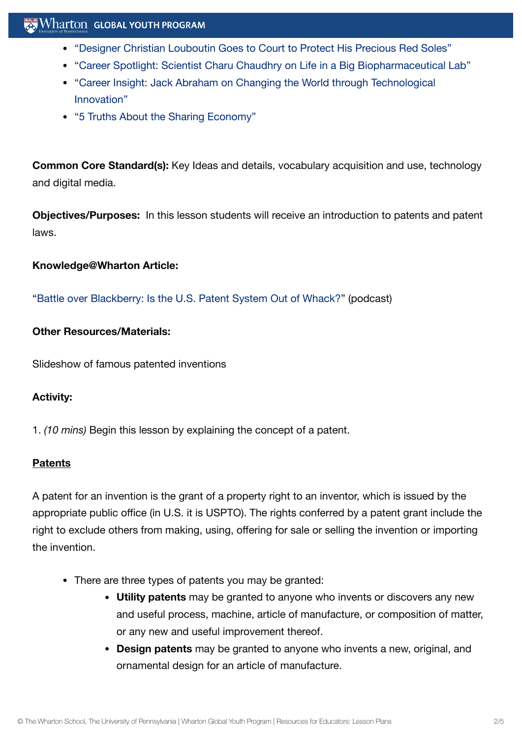- "Designer Christian Louboutin Goes to Court to Protect His Precious Red Soles"
- "Career Spotlight: Scientist Charu Chaudhry on Life in a Big Biopharmaceutical Lab"
- "Career Insight: Jack Abraham on Changing the World through Technological Innovation"
- "5 Truths About the Sharing Economy"

**Common Core Standard(s):** Key Ideas and details, vocabulary acquisition and use, technology and digital media.

**Objectives/Purposes:** In this lesson students will receive an introduction to patents and patent laws.

**Knowledge@Wharton Article:**

"Battle over Blackberry: Is the U.S. Patent System Out of Whack?" (podcast)

**Other Resources/Materials:**

Slideshow of famous patented inventions

**Activity:**

1. *(10 mins)* Begin this lesson by explaining the concept of a patent.

**Patents**

A patent for an invention is the grant of a property right to an inventor, which is issued by the appropriate public office (in U.S. it is USPTO). The rights conferred by a patent grant include the right to exclude others from making, using, offering for sale or selling the invention or importing the invention.

- There are three types of patents you may be granted:
  - **Utility patents** may be granted to anyone who invents or discovers any new and useful process, machine, article of manufacture, or composition of matter, or any new and useful improvement thereof.
  - **Design patents** may be granted to anyone who invents a new, original, and ornamental design for an article of manufacture.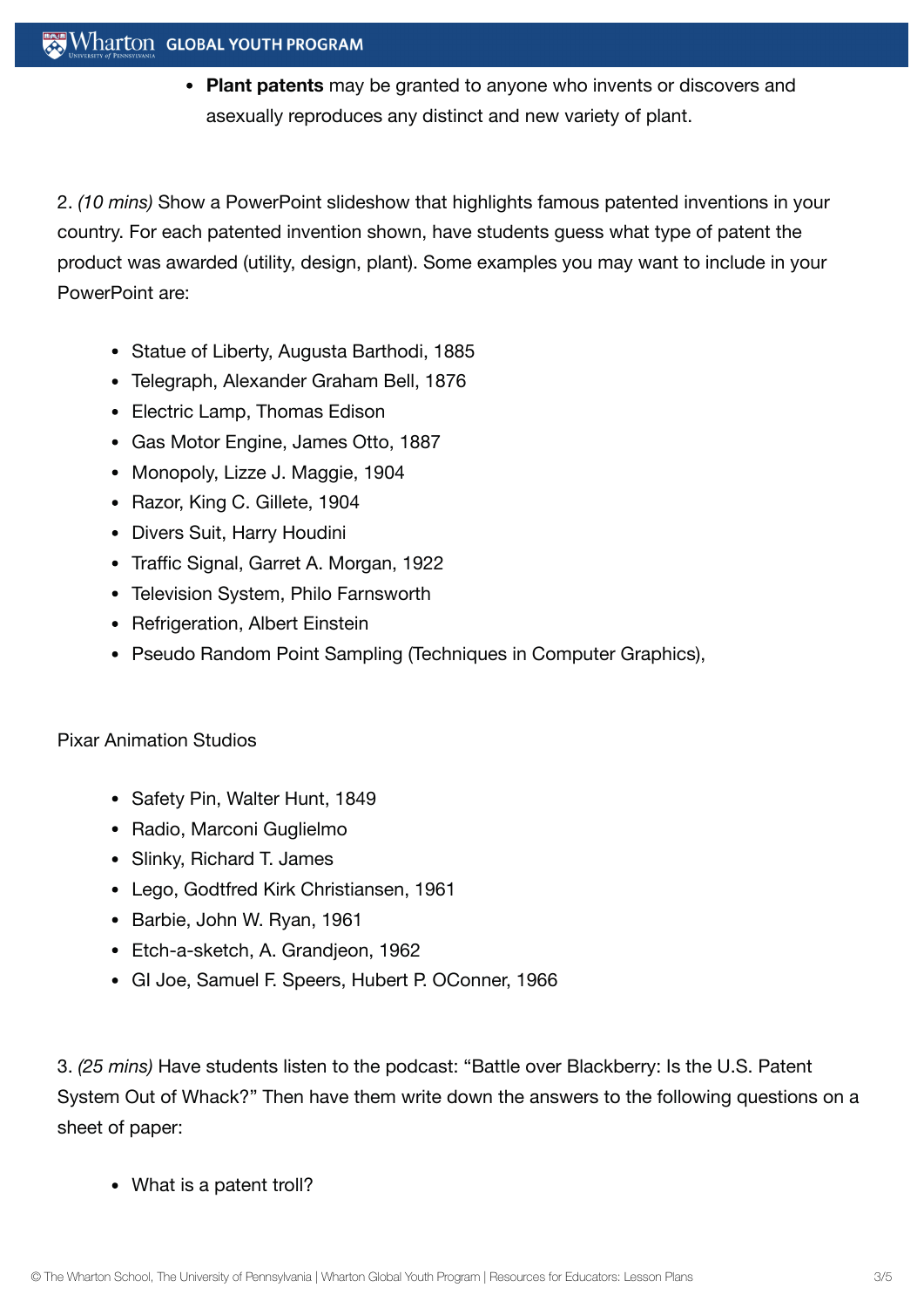- **Plant patents** may be granted to anyone who invents or discovers and asexually reproduces any distinct and new variety of plant.

2. *(10 mins)* Show a PowerPoint slideshow that highlights famous patented inventions in your country. For each patented invention shown, have students guess what type of patent the product was awarded (utility, design, plant). Some examples you may want to include in your PowerPoint are:

- Statue of Liberty, Augusta Barthodi, 1885
- Telegraph, Alexander Graham Bell, 1876
- Electric Lamp, Thomas Edison
- Gas Motor Engine, James Otto, 1887
- Monopoly, Lizze J. Maggie, 1904
- Razor, King C. Gillete, 1904
- Divers Suit, Harry Houdini
- Traffic Signal, Garret A. Morgan, 1922
- Television System, Philo Farnsworth
- Refrigeration, Albert Einstein
- Pseudo Random Point Sampling (Techniques in Computer Graphics),

Pixar Animation Studios

- Safety Pin, Walter Hunt, 1849
- Radio, Marconi Guglielmo
- Slinky, Richard T. James
- Lego, Godtfred Kirk Christiansen, 1961
- Barbie, John W. Ryan, 1961
- Etch-a-sketch, A. Grandjeon, 1962
- GI Joe, Samuel F. Speers, Hubert P. OConner, 1966

3. *(25 mins)* Have students listen to the podcast: "Battle over Blackberry: Is the U.S. Patent System Out of Whack?" Then have them write down the answers to the following questions on a sheet of paper:

- What is a patent troll?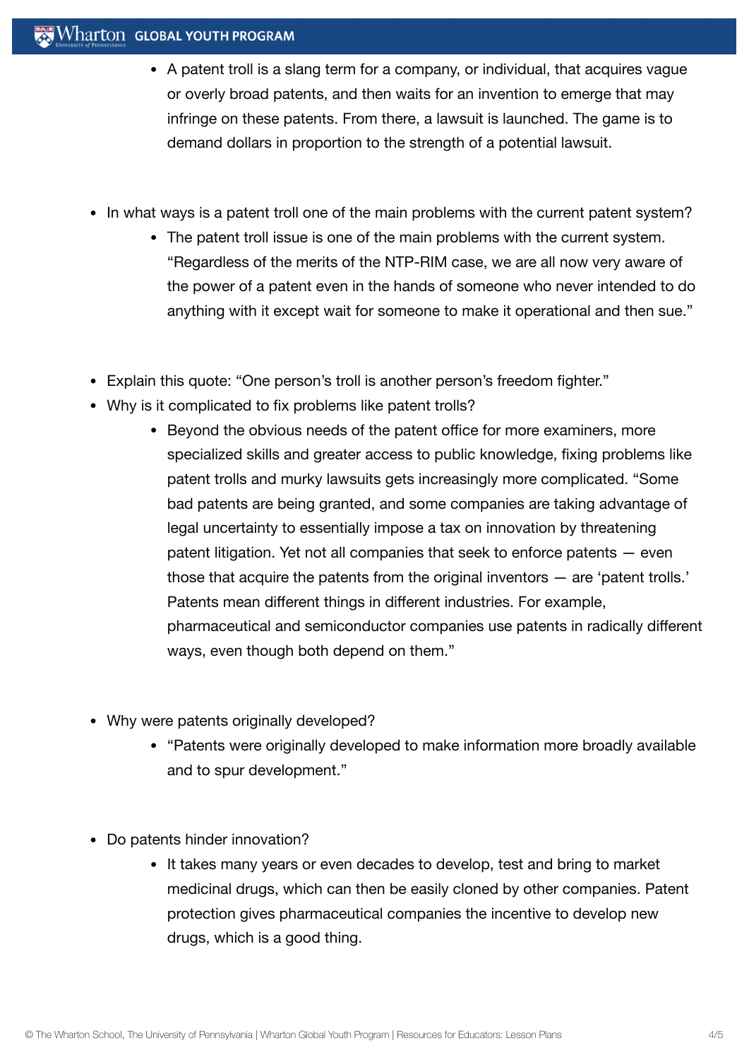- A patent troll is a slang term for a company, or individual, that acquires vague or overly broad patents, and then waits for an invention to emerge that may infringe on these patents. From there, a lawsuit is launched. The game is to demand dollars in proportion to the strength of a potential lawsuit.

- In what ways is a patent troll one of the main problems with the current patent system?
  - The patent troll issue is one of the main problems with the current system. "Regardless of the merits of the NTP-RIM case, we are all now very aware of the power of a patent even in the hands of someone who never intended to do anything with it except wait for someone to make it operational and then sue."

- Explain this quote: "One person's troll is another person's freedom fighter."
- Why is it complicated to fix problems like patent trolls?
  - Beyond the obvious needs of the patent office for more examiners, more specialized skills and greater access to public knowledge, fixing problems like patent trolls and murky lawsuits gets increasingly more complicated. "Some bad patents are being granted, and some companies are taking advantage of legal uncertainty to essentially impose a tax on innovation by threatening patent litigation. Yet not all companies that seek to enforce patents — even those that acquire the patents from the original inventors — are 'patent trolls.' Patents mean different things in different industries. For example, pharmaceutical and semiconductor companies use patents in radically different ways, even though both depend on them."

- Why were patents originally developed?
  - "Patents were originally developed to make information more broadly available and to spur development."

- Do patents hinder innovation?
  - It takes many years or even decades to develop, test and bring to market medicinal drugs, which can then be easily cloned by other companies. Patent protection gives pharmaceutical companies the incentive to develop new drugs, which is a good thing.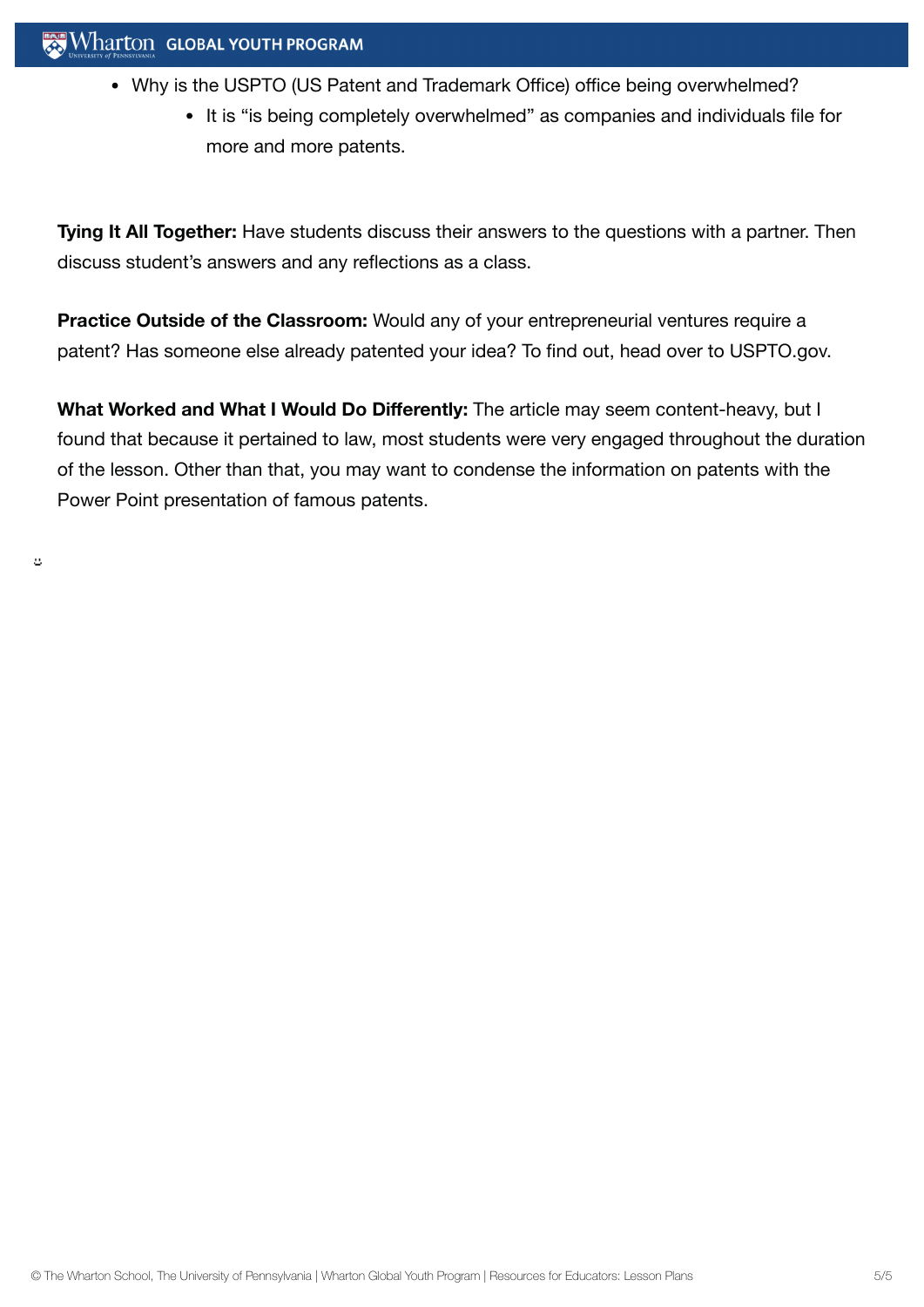- Why is the USPTO (US Patent and Trademark Office) office being overwhelmed?
    - It is "is being completely overwhelmed" as companies and individuals file for more and more patents.

**Tying It All Together:** Have students discuss their answers to the questions with a partner. Then discuss student's answers and any reflections as a class.

**Practice Outside of the Classroom:** Would any of your entrepreneurial ventures require a patent? Has someone else already patented your idea? To find out, head over to USPTO.gov.

**What Worked and What I Would Do Differently:** The article may seem content-heavy, but I found that because it pertained to law, most students were very engaged throughout the duration of the lesson. Other than that, you may want to condense the information on patents with the Power Point presentation of famous patents.